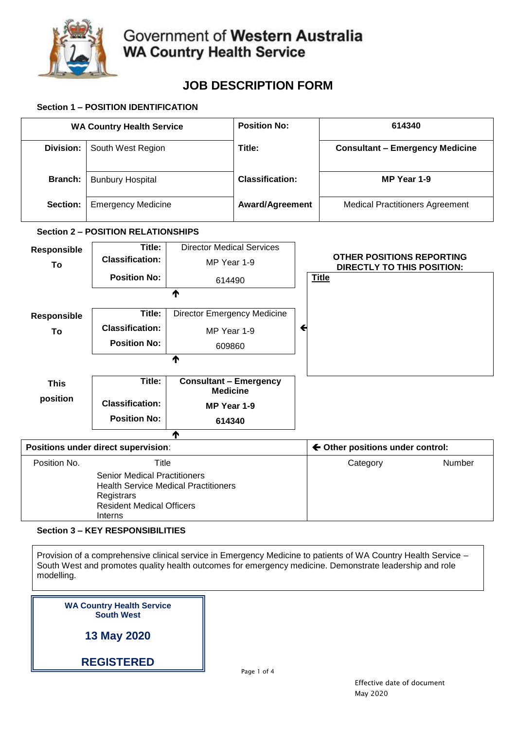Government of **Western Australia**
**WA Country Health Service**

# JOB DESCRIPTION FORM

## Section 1 – POSITION IDENTIFICATION

| WA Country Health Service | | Position No: | 614340 |
|---|---|---|---|
| **Division:** | South West Region | **Title:** | **Consultant – Emergency Medicine** |
| **Branch:** | Bunbury Hospital | **Classification:** | **MP Year 1-9** |
| **Section:** | Emergency Medicine | **Award/Agreement** | Medical Practitioners Agreement |

## Section 2 – POSITION RELATIONSHIPS

**Responsible To**

| | |
|---|---|
| **Title:** | Director Medical Services |
| **Classification:** | MP Year 1-9 |
| **Position No:** | 614490 |

↑

**Responsible To**

| | |
|---|---|
| **Title:** | Director Emergency Medicine |
| **Classification:** | MP Year 1-9 |
| **Position No:** | 609860 |

↑

**This position**

| | |
|---|---|
| **Title:** | **Consultant – Emergency Medicine** |
| **Classification:** | **MP Year 1-9** |
| **Position No:** | **614340** |

↑

**OTHER POSITIONS REPORTING DIRECTLY TO THIS POSITION:**

| Title |
|---|
| |

**Positions under direct supervision:**

| Position No. | Title |
|---|---|
| | Senior Medical Practitioners |
| | Health Service Medical Practitioners |
| | Registrars |
| | Resident Medical Officers |
| | Interns |

**← Other positions under control:**

| Category | Number |
|---|---|
| | |

## Section 3 – KEY RESPONSIBILITIES

Provision of a comprehensive clinical service in Emergency Medicine to patients of WA Country Health Service – South West and promotes quality health outcomes for emergency medicine. Demonstrate leadership and role modelling.

**WA Country Health Service South West**

**13 May 2020**

**REGISTERED**

Effective date of document
May 2020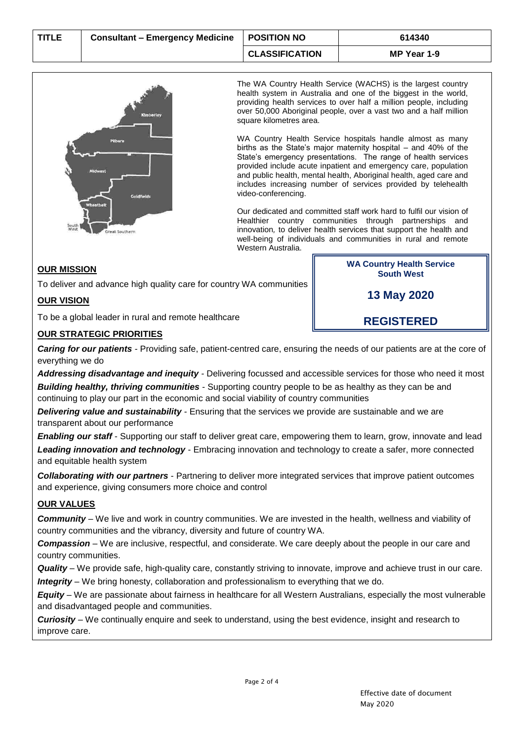| TITLE | Consultant – Emergency Medicine | POSITION NO | 614340 |
|---|---|---|---|
| | | CLASSIFICATION | MP Year 1-9 |

The WA Country Health Service (WACHS) is the largest country health system in Australia and one of the biggest in the world, providing health services to over half a million people, including over 50,000 Aboriginal people, over a vast two and a half million square kilometres area.

WA Country Health Service hospitals handle almost as many births as the State's major maternity hospital – and 40% of the State's emergency presentations. The range of health services provided include acute inpatient and emergency care, population and public health, mental health, Aboriginal health, aged care and includes increasing number of services provided by telehealth video-conferencing.

Our dedicated and committed staff work hard to fulfil our vision of Healthier country communities through partnerships and innovation, to deliver health services that support the health and well-being of individuals and communities in rural and remote Western Australia.

**WA Country Health Service South West**

**13 May 2020**

**REGISTERED**

## OUR MISSION

To deliver and advance high quality care for country WA communities

## OUR VISION

To be a global leader in rural and remote healthcare

## OUR STRATEGIC PRIORITIES

***Caring for our patients*** - Providing safe, patient-centred care, ensuring the needs of our patients are at the core of everything we do

***Addressing disadvantage and inequity*** - Delivering focussed and accessible services for those who need it most

***Building healthy, thriving communities*** - Supporting country people to be as healthy as they can be and continuing to play our part in the economic and social viability of country communities

***Delivering value and sustainability*** - Ensuring that the services we provide are sustainable and we are transparent about our performance

***Enabling our staff*** - Supporting our staff to deliver great care, empowering them to learn, grow, innovate and lead

***Leading innovation and technology*** - Embracing innovation and technology to create a safer, more connected and equitable health system

***Collaborating with our partners*** - Partnering to deliver more integrated services that improve patient outcomes and experience, giving consumers more choice and control

## OUR VALUES

***Community*** – We live and work in country communities. We are invested in the health, wellness and viability of country communities and the vibrancy, diversity and future of country WA.

***Compassion*** – We are inclusive, respectful, and considerate. We care deeply about the people in our care and country communities.

***Quality*** – We provide safe, high-quality care, constantly striving to innovate, improve and achieve trust in our care.

***Integrity*** – We bring honesty, collaboration and professionalism to everything that we do.

***Equity*** – We are passionate about fairness in healthcare for all Western Australians, especially the most vulnerable and disadvantaged people and communities.

***Curiosity*** – We continually enquire and seek to understand, using the best evidence, insight and research to improve care.

Effective date of document
May 2020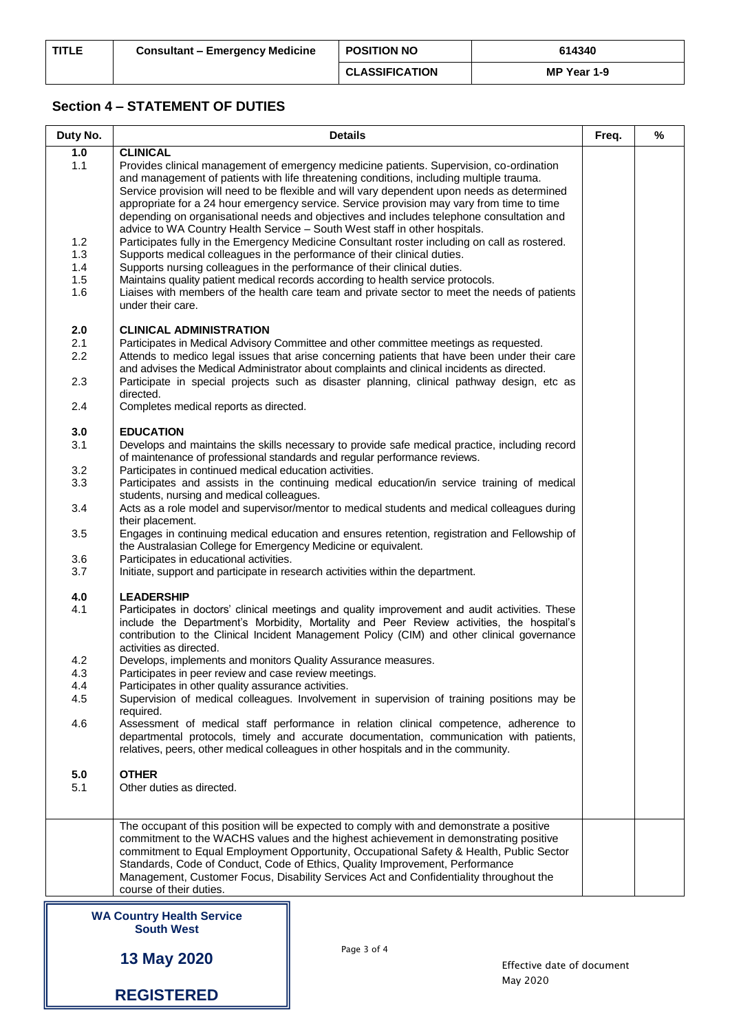| TITLE | Consultant – Emergency Medicine | POSITION NO | 614340 |
|---|---|---|---|
| | | CLASSIFICATION | MP Year 1-9 |

## Section 4 – STATEMENT OF DUTIES

| Duty No. | Details | Freq. | % |
|---|---|---|---|
| **1.0** | **CLINICAL** | | |
| 1.1 | Provides clinical management of emergency medicine patients. Supervision, co-ordination and management of patients with life threatening conditions, including multiple trauma. Service provision will need to be flexible and will vary dependent upon needs as determined appropriate for a 24 hour emergency service. Service provision may vary from time to time depending on organisational needs and objectives and includes telephone consultation and advice to WA Country Health Service – South West staff in other hospitals. | | |
| 1.2 | Participates fully in the Emergency Medicine Consultant roster including on call as rostered. | | |
| 1.3 | Supports medical colleagues in the performance of their clinical duties. | | |
| 1.4 | Supports nursing colleagues in the performance of their clinical duties. | | |
| 1.5 | Maintains quality patient medical records according to health service protocols. | | |
| 1.6 | Liaises with members of the health care team and private sector to meet the needs of patients under their care. | | |
| **2.0** | **CLINICAL ADMINISTRATION** | | |
| 2.1 | Participates in Medical Advisory Committee and other committee meetings as requested. | | |
| 2.2 | Attends to medico legal issues that arise concerning patients that have been under their care and advises the Medical Administrator about complaints and clinical incidents as directed. | | |
| 2.3 | Participate in special projects such as disaster planning, clinical pathway design, etc as directed. | | |
| 2.4 | Completes medical reports as directed. | | |
| **3.0** | **EDUCATION** | | |
| 3.1 | Develops and maintains the skills necessary to provide safe medical practice, including record of maintenance of professional standards and regular performance reviews. | | |
| 3.2 | Participates in continued medical education activities. | | |
| 3.3 | Participates and assists in the continuing medical education/in service training of medical students, nursing and medical colleagues. | | |
| 3.4 | Acts as a role model and supervisor/mentor to medical students and medical colleagues during their placement. | | |
| 3.5 | Engages in continuing medical education and ensures retention, registration and Fellowship of the Australasian College for Emergency Medicine or equivalent. | | |
| 3.6 | Participates in educational activities. | | |
| 3.7 | Initiate, support and participate in research activities within the department. | | |
| **4.0** | **LEADERSHIP** | | |
| 4.1 | Participates in doctors' clinical meetings and quality improvement and audit activities. These include the Department's Morbidity, Mortality and Peer Review activities, the hospital's contribution to the Clinical Incident Management Policy (CIM) and other clinical governance activities as directed. | | |
| 4.2 | Develops, implements and monitors Quality Assurance measures. | | |
| 4.3 | Participates in peer review and case review meetings. | | |
| 4.4 | Participates in other quality assurance activities. | | |
| 4.5 | Supervision of medical colleagues. Involvement in supervision of training positions may be required. | | |
| 4.6 | Assessment of medical staff performance in relation clinical competence, adherence to departmental protocols, timely and accurate documentation, communication with patients, relatives, peers, other medical colleagues in other hospitals and in the community. | | |
| **5.0** | **OTHER** | | |
| 5.1 | Other duties as directed. | | |
| | The occupant of this position will be expected to comply with and demonstrate a positive commitment to the WACHS values and the highest achievement in demonstrating positive commitment to Equal Employment Opportunity, Occupational Safety & Health, Public Sector Standards, Code of Conduct, Code of Ethics, Quality Improvement, Performance Management, Customer Focus, Disability Services Act and Confidentiality throughout the course of their duties. | | |

**WA Country Health Service South West**

**13 May 2020**

**REGISTERED**

Effective date of document May 2020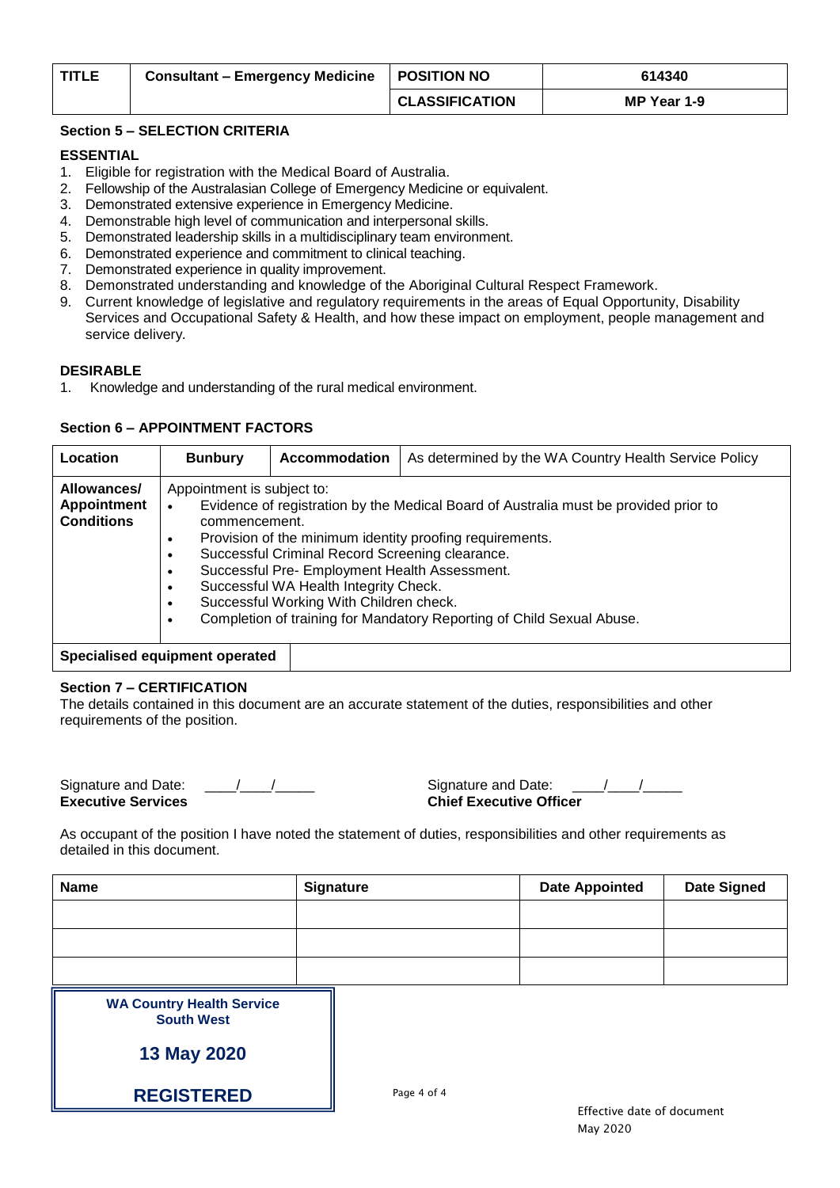| TITLE | Consultant – Emergency Medicine | POSITION NO | 614340 |
|---|---|---|---|
| | | CLASSIFICATION | MP Year 1-9 |

**Section 5 – SELECTION CRITERIA**

**ESSENTIAL**

1. Eligible for registration with the Medical Board of Australia.
2. Fellowship of the Australasian College of Emergency Medicine or equivalent.
3. Demonstrated extensive experience in Emergency Medicine.
4. Demonstrable high level of communication and interpersonal skills.
5. Demonstrated leadership skills in a multidisciplinary team environment.
6. Demonstrated experience and commitment to clinical teaching.
7. Demonstrated experience in quality improvement.
8. Demonstrated understanding and knowledge of the Aboriginal Cultural Respect Framework.
9. Current knowledge of legislative and regulatory requirements in the areas of Equal Opportunity, Disability Services and Occupational Safety & Health, and how these impact on employment, people management and service delivery.

**DESIRABLE**

1. Knowledge and understanding of the rural medical environment.

**Section 6 – APPOINTMENT FACTORS**

| Location | Bunbury | Accommodation | As determined by the WA Country Health Service Policy |
|---|---|---|---|
| Allowances/ Appointment Conditions | Appointment is subject to:<br>• Evidence of registration by the Medical Board of Australia must be provided prior to commencement.<br>• Provision of the minimum identity proofing requirements.<br>• Successful Criminal Record Screening clearance.<br>• Successful Pre- Employment Health Assessment.<br>• Successful WA Health Integrity Check.<br>• Successful Working With Children check.<br>• Completion of training for Mandatory Reporting of Child Sexual Abuse. | | |
| Specialised equipment operated | | | |

**Section 7 – CERTIFICATION**

The details contained in this document are an accurate statement of the duties, responsibilities and other requirements of the position.

Signature and Date: \_\_\_\_/\_\_\_\_/\_\_\_\_\_
**Executive Services**

Signature and Date: \_\_\_\_/\_\_\_\_/\_\_\_\_\_
**Chief Executive Officer**

As occupant of the position I have noted the statement of duties, responsibilities and other requirements as detailed in this document.

| Name | Signature | Date Appointed | Date Signed |
|---|---|---|---|
| | | | |
| | | | |
| | | | |

**WA Country Health Service South West**

**13 May 2020**

**REGISTERED**

Effective date of document
May 2020